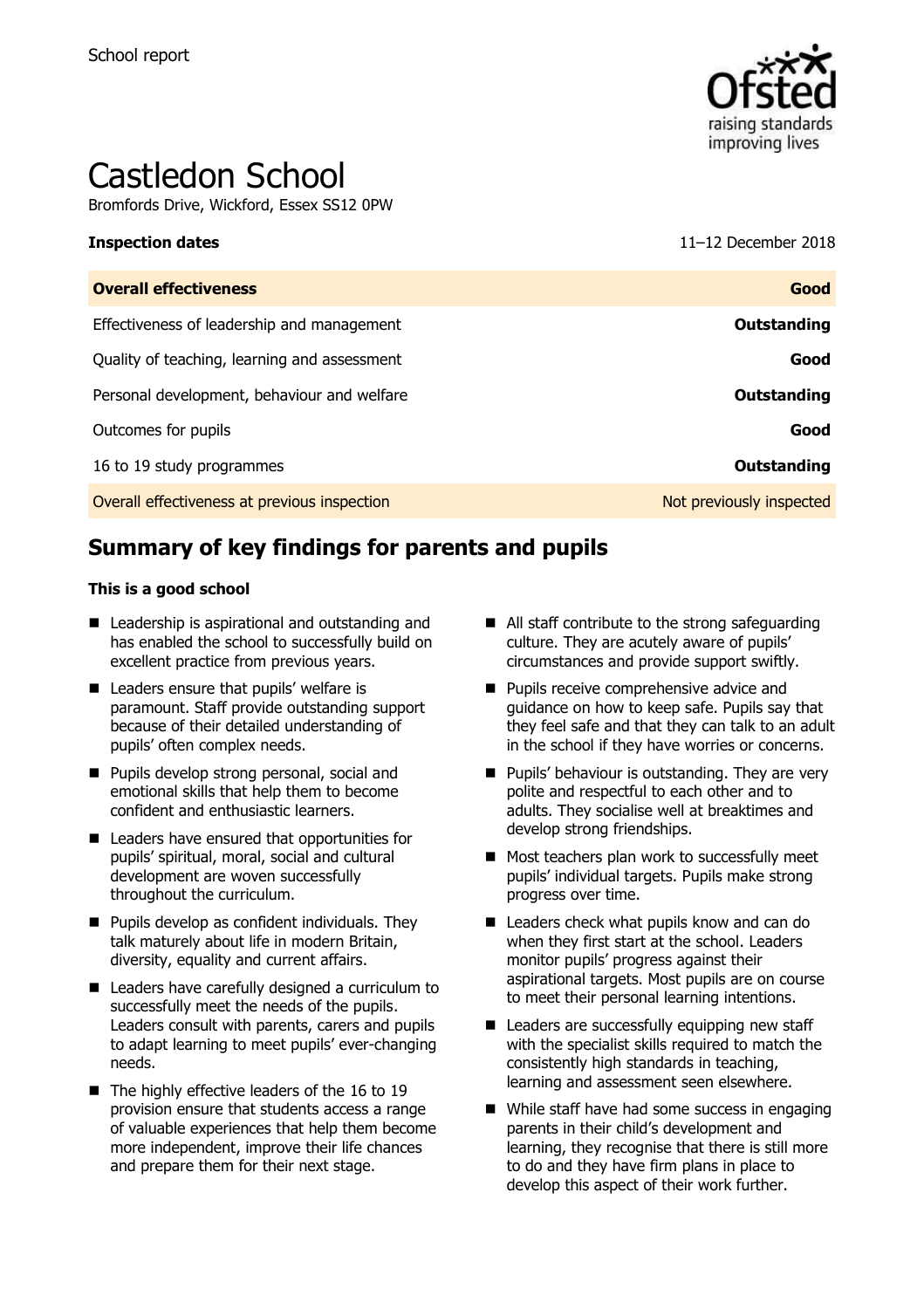School report

# Castledon School

Bromfords Drive, Wickford, Essex SS12 0PW

**Inspection dates** 11–12 December 2018

| **Overall effectiveness** | **Good** |
| --- | --- |
| Effectiveness of leadership and management | **Outstanding** |
| Quality of teaching, learning and assessment | **Good** |
| Personal development, behaviour and welfare | **Outstanding** |
| Outcomes for pupils | **Good** |
| 16 to 19 study programmes | **Outstanding** |
| Overall effectiveness at previous inspection | Not previously inspected |

## Summary of key findings for parents and pupils

**This is a good school**

- Leadership is aspirational and outstanding and has enabled the school to successfully build on excellent practice from previous years.
- Leaders ensure that pupils' welfare is paramount. Staff provide outstanding support because of their detailed understanding of pupils' often complex needs.
- Pupils develop strong personal, social and emotional skills that help them to become confident and enthusiastic learners.
- Leaders have ensured that opportunities for pupils' spiritual, moral, social and cultural development are woven successfully throughout the curriculum.
- Pupils develop as confident individuals. They talk maturely about life in modern Britain, diversity, equality and current affairs.
- Leaders have carefully designed a curriculum to successfully meet the needs of the pupils. Leaders consult with parents, carers and pupils to adapt learning to meet pupils' ever-changing needs.
- The highly effective leaders of the 16 to 19 provision ensure that students access a range of valuable experiences that help them become more independent, improve their life chances and prepare them for their next stage.
- All staff contribute to the strong safeguarding culture. They are acutely aware of pupils' circumstances and provide support swiftly.
- Pupils receive comprehensive advice and guidance on how to keep safe. Pupils say that they feel safe and that they can talk to an adult in the school if they have worries or concerns.
- Pupils' behaviour is outstanding. They are very polite and respectful to each other and to adults. They socialise well at breaktimes and develop strong friendships.
- Most teachers plan work to successfully meet pupils' individual targets. Pupils make strong progress over time.
- Leaders check what pupils know and can do when they first start at the school. Leaders monitor pupils' progress against their aspirational targets. Most pupils are on course to meet their personal learning intentions.
- Leaders are successfully equipping new staff with the specialist skills required to match the consistently high standards in teaching, learning and assessment seen elsewhere.
- While staff have had some success in engaging parents in their child's development and learning, they recognise that there is still more to do and they have firm plans in place to develop this aspect of their work further.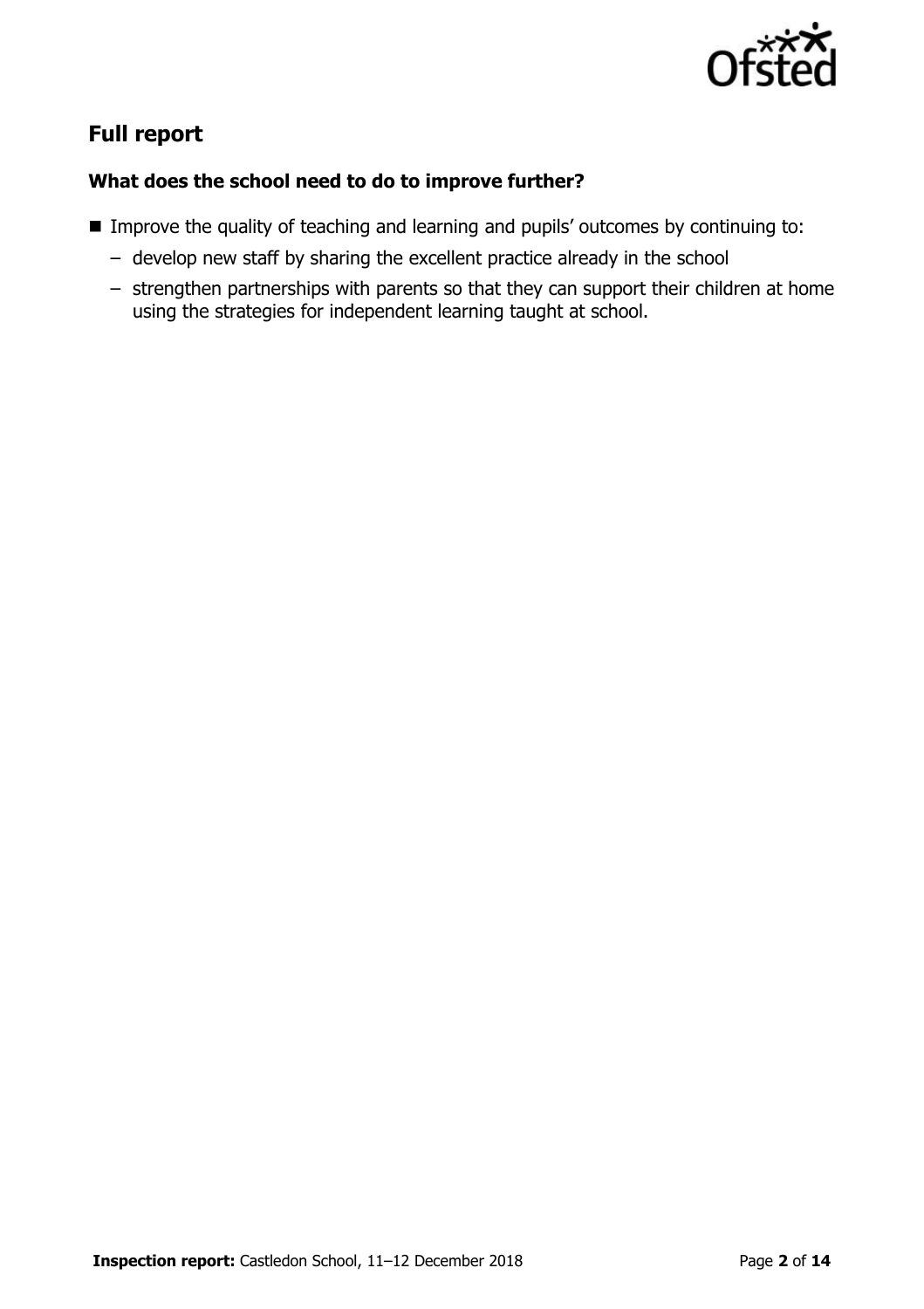## Full report

### What does the school need to do to improve further?

- Improve the quality of teaching and learning and pupils' outcomes by continuing to:
  - develop new staff by sharing the excellent practice already in the school
  - strengthen partnerships with parents so that they can support their children at home using the strategies for independent learning taught at school.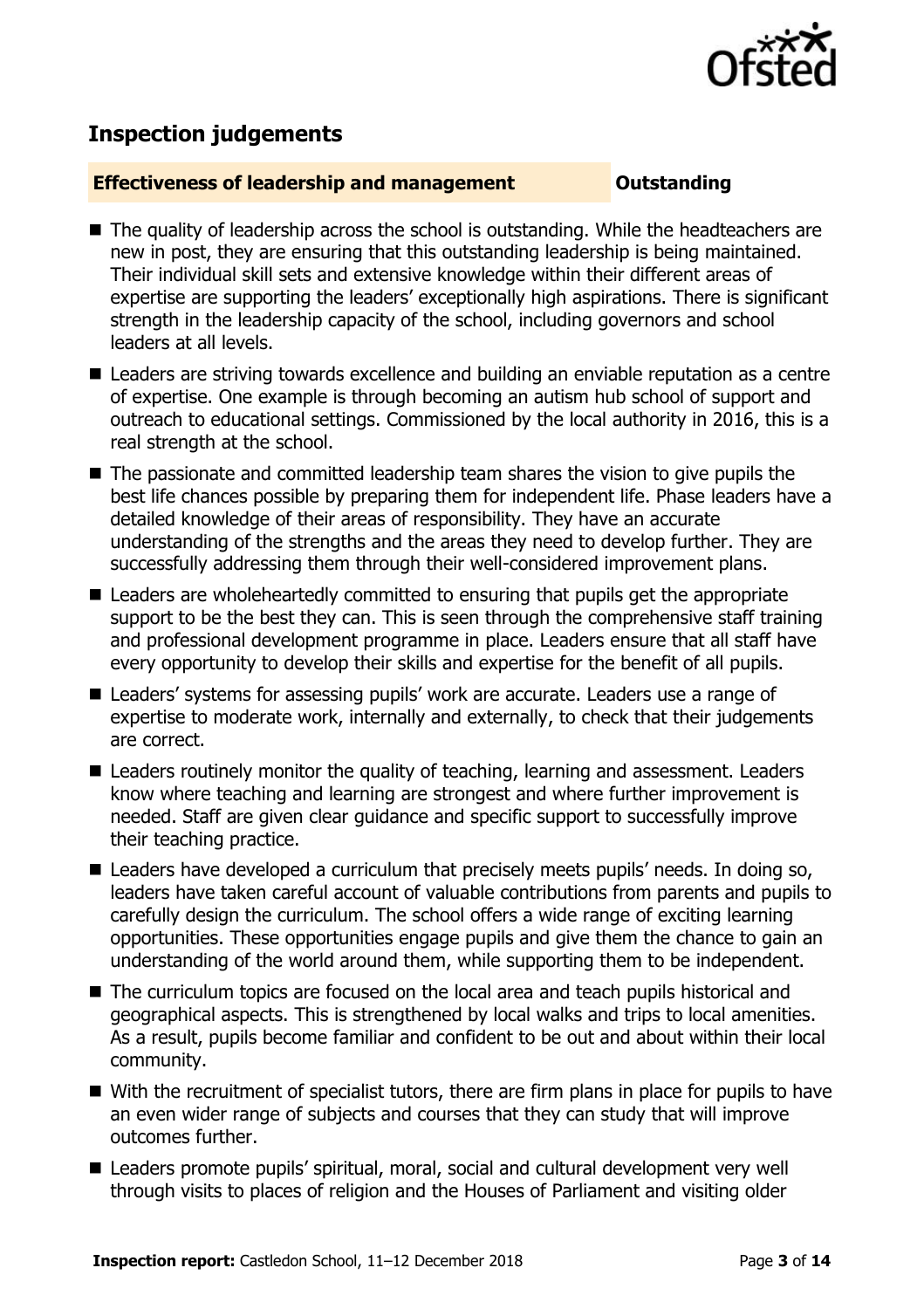## Inspection judgements

**Effectiveness of leadership and management** **Outstanding**

- The quality of leadership across the school is outstanding. While the headteachers are new in post, they are ensuring that this outstanding leadership is being maintained. Their individual skill sets and extensive knowledge within their different areas of expertise are supporting the leaders' exceptionally high aspirations. There is significant strength in the leadership capacity of the school, including governors and school leaders at all levels.
- Leaders are striving towards excellence and building an enviable reputation as a centre of expertise. One example is through becoming an autism hub school of support and outreach to educational settings. Commissioned by the local authority in 2016, this is a real strength at the school.
- The passionate and committed leadership team shares the vision to give pupils the best life chances possible by preparing them for independent life. Phase leaders have a detailed knowledge of their areas of responsibility. They have an accurate understanding of the strengths and the areas they need to develop further. They are successfully addressing them through their well-considered improvement plans.
- Leaders are wholeheartedly committed to ensuring that pupils get the appropriate support to be the best they can. This is seen through the comprehensive staff training and professional development programme in place. Leaders ensure that all staff have every opportunity to develop their skills and expertise for the benefit of all pupils.
- Leaders' systems for assessing pupils' work are accurate. Leaders use a range of expertise to moderate work, internally and externally, to check that their judgements are correct.
- Leaders routinely monitor the quality of teaching, learning and assessment. Leaders know where teaching and learning are strongest and where further improvement is needed. Staff are given clear guidance and specific support to successfully improve their teaching practice.
- Leaders have developed a curriculum that precisely meets pupils' needs. In doing so, leaders have taken careful account of valuable contributions from parents and pupils to carefully design the curriculum. The school offers a wide range of exciting learning opportunities. These opportunities engage pupils and give them the chance to gain an understanding of the world around them, while supporting them to be independent.
- The curriculum topics are focused on the local area and teach pupils historical and geographical aspects. This is strengthened by local walks and trips to local amenities. As a result, pupils become familiar and confident to be out and about within their local community.
- With the recruitment of specialist tutors, there are firm plans in place for pupils to have an even wider range of subjects and courses that they can study that will improve outcomes further.
- Leaders promote pupils' spiritual, moral, social and cultural development very well through visits to places of religion and the Houses of Parliament and visiting older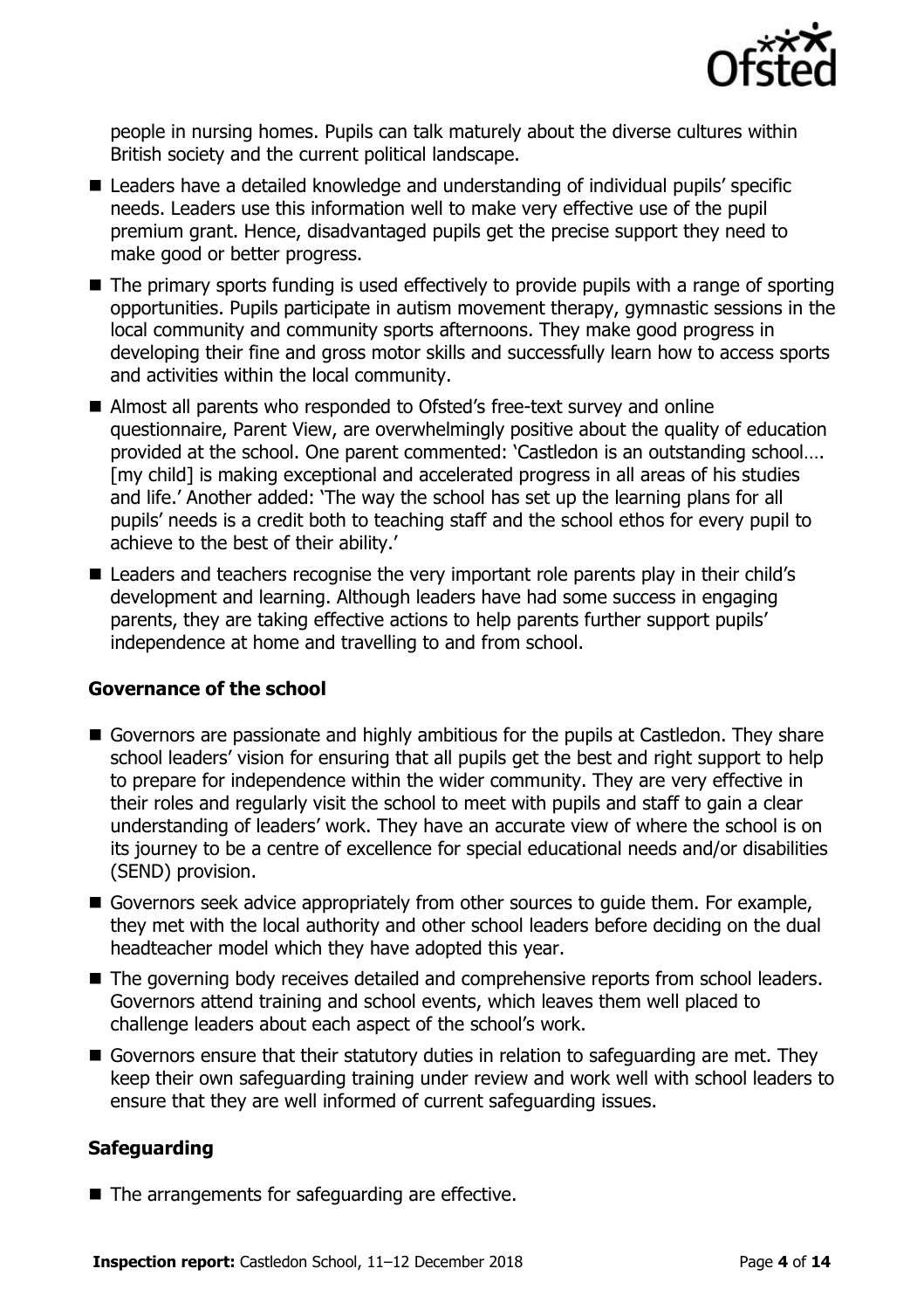people in nursing homes. Pupils can talk maturely about the diverse cultures within British society and the current political landscape.

- Leaders have a detailed knowledge and understanding of individual pupils' specific needs. Leaders use this information well to make very effective use of the pupil premium grant. Hence, disadvantaged pupils get the precise support they need to make good or better progress.
- The primary sports funding is used effectively to provide pupils with a range of sporting opportunities. Pupils participate in autism movement therapy, gymnastic sessions in the local community and community sports afternoons. They make good progress in developing their fine and gross motor skills and successfully learn how to access sports and activities within the local community.
- Almost all parents who responded to Ofsted's free-text survey and online questionnaire, Parent View, are overwhelmingly positive about the quality of education provided at the school. One parent commented: 'Castledon is an outstanding school…. [my child] is making exceptional and accelerated progress in all areas of his studies and life.' Another added: 'The way the school has set up the learning plans for all pupils' needs is a credit both to teaching staff and the school ethos for every pupil to achieve to the best of their ability.'
- Leaders and teachers recognise the very important role parents play in their child's development and learning. Although leaders have had some success in engaging parents, they are taking effective actions to help parents further support pupils' independence at home and travelling to and from school.

### Governance of the school

- Governors are passionate and highly ambitious for the pupils at Castledon. They share school leaders' vision for ensuring that all pupils get the best and right support to help to prepare for independence within the wider community. They are very effective in their roles and regularly visit the school to meet with pupils and staff to gain a clear understanding of leaders' work. They have an accurate view of where the school is on its journey to be a centre of excellence for special educational needs and/or disabilities (SEND) provision.
- Governors seek advice appropriately from other sources to guide them. For example, they met with the local authority and other school leaders before deciding on the dual headteacher model which they have adopted this year.
- The governing body receives detailed and comprehensive reports from school leaders. Governors attend training and school events, which leaves them well placed to challenge leaders about each aspect of the school's work.
- Governors ensure that their statutory duties in relation to safeguarding are met. They keep their own safeguarding training under review and work well with school leaders to ensure that they are well informed of current safeguarding issues.

### Safeguarding

- The arrangements for safeguarding are effective.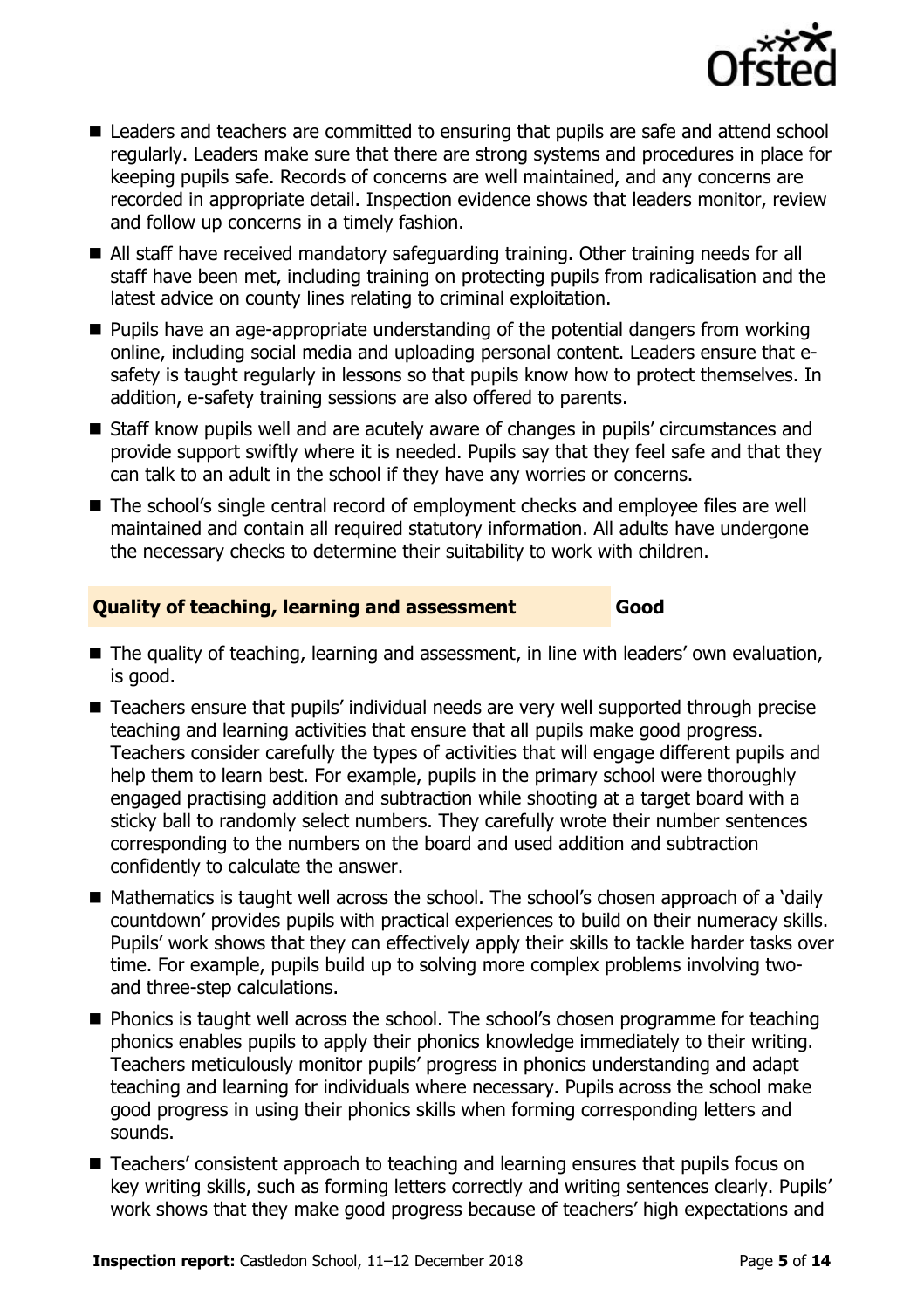- Leaders and teachers are committed to ensuring that pupils are safe and attend school regularly. Leaders make sure that there are strong systems and procedures in place for keeping pupils safe. Records of concerns are well maintained, and any concerns are recorded in appropriate detail. Inspection evidence shows that leaders monitor, review and follow up concerns in a timely fashion.
- All staff have received mandatory safeguarding training. Other training needs for all staff have been met, including training on protecting pupils from radicalisation and the latest advice on county lines relating to criminal exploitation.
- Pupils have an age-appropriate understanding of the potential dangers from working online, including social media and uploading personal content. Leaders ensure that e-safety is taught regularly in lessons so that pupils know how to protect themselves. In addition, e-safety training sessions are also offered to parents.
- Staff know pupils well and are acutely aware of changes in pupils' circumstances and provide support swiftly where it is needed. Pupils say that they feel safe and that they can talk to an adult in the school if they have any worries or concerns.
- The school's single central record of employment checks and employee files are well maintained and contain all required statutory information. All adults have undergone the necessary checks to determine their suitability to work with children.

## Quality of teaching, learning and assessment — Good

- The quality of teaching, learning and assessment, in line with leaders' own evaluation, is good.
- Teachers ensure that pupils' individual needs are very well supported through precise teaching and learning activities that ensure that all pupils make good progress. Teachers consider carefully the types of activities that will engage different pupils and help them to learn best. For example, pupils in the primary school were thoroughly engaged practising addition and subtraction while shooting at a target board with a sticky ball to randomly select numbers. They carefully wrote their number sentences corresponding to the numbers on the board and used addition and subtraction confidently to calculate the answer.
- Mathematics is taught well across the school. The school's chosen approach of a 'daily countdown' provides pupils with practical experiences to build on their numeracy skills. Pupils' work shows that they can effectively apply their skills to tackle harder tasks over time. For example, pupils build up to solving more complex problems involving two- and three-step calculations.
- Phonics is taught well across the school. The school's chosen programme for teaching phonics enables pupils to apply their phonics knowledge immediately to their writing. Teachers meticulously monitor pupils' progress in phonics understanding and adapt teaching and learning for individuals where necessary. Pupils across the school make good progress in using their phonics skills when forming corresponding letters and sounds.
- Teachers' consistent approach to teaching and learning ensures that pupils focus on key writing skills, such as forming letters correctly and writing sentences clearly. Pupils' work shows that they make good progress because of teachers' high expectations and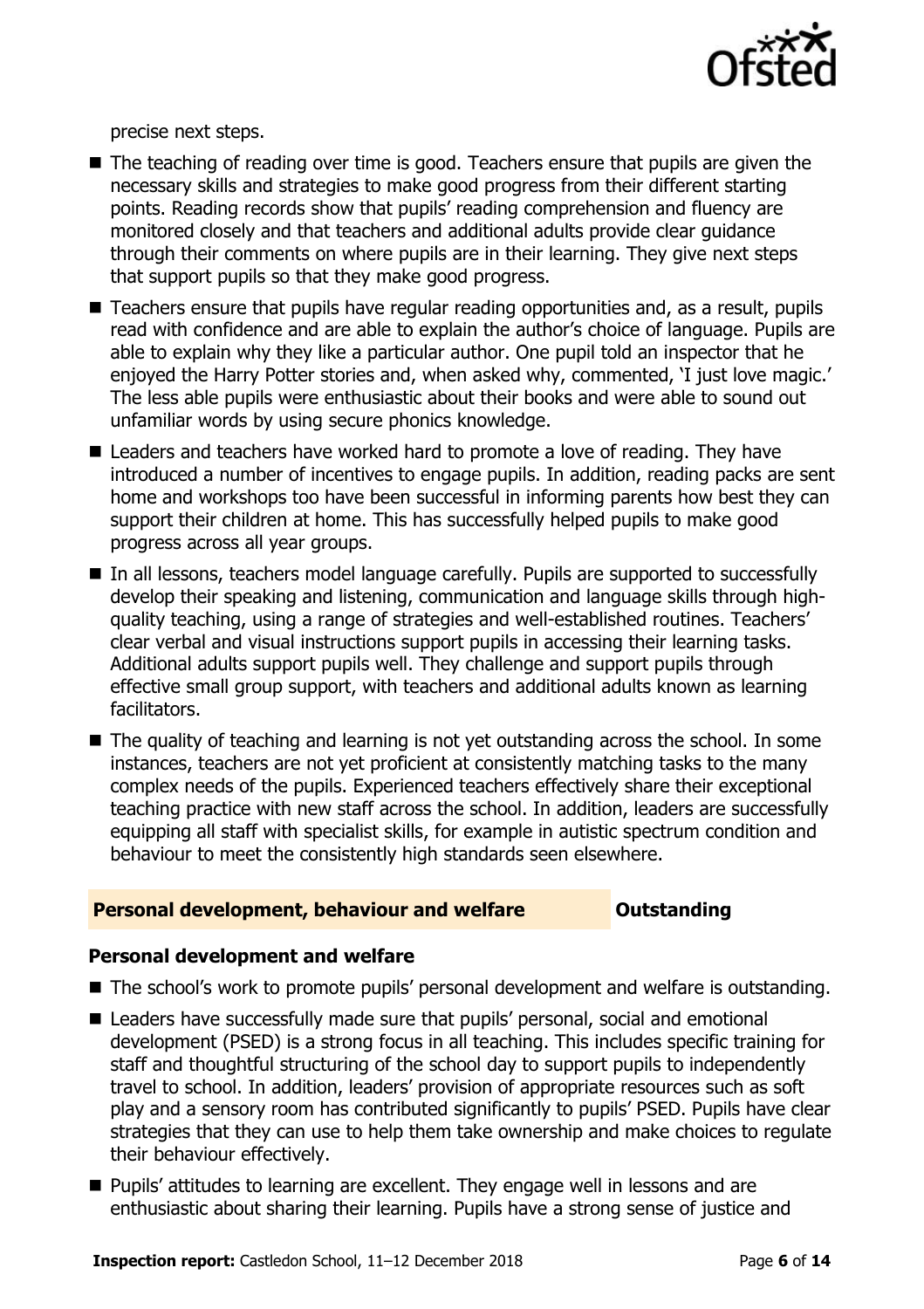precise next steps.

- The teaching of reading over time is good. Teachers ensure that pupils are given the necessary skills and strategies to make good progress from their different starting points. Reading records show that pupils' reading comprehension and fluency are monitored closely and that teachers and additional adults provide clear guidance through their comments on where pupils are in their learning. They give next steps that support pupils so that they make good progress.
- Teachers ensure that pupils have regular reading opportunities and, as a result, pupils read with confidence and are able to explain the author's choice of language. Pupils are able to explain why they like a particular author. One pupil told an inspector that he enjoyed the Harry Potter stories and, when asked why, commented, 'I just love magic.' The less able pupils were enthusiastic about their books and were able to sound out unfamiliar words by using secure phonics knowledge.
- Leaders and teachers have worked hard to promote a love of reading. They have introduced a number of incentives to engage pupils. In addition, reading packs are sent home and workshops too have been successful in informing parents how best they can support their children at home. This has successfully helped pupils to make good progress across all year groups.
- In all lessons, teachers model language carefully. Pupils are supported to successfully develop their speaking and listening, communication and language skills through high-quality teaching, using a range of strategies and well-established routines. Teachers' clear verbal and visual instructions support pupils in accessing their learning tasks. Additional adults support pupils well. They challenge and support pupils through effective small group support, with teachers and additional adults known as learning facilitators.
- The quality of teaching and learning is not yet outstanding across the school. In some instances, teachers are not yet proficient at consistently matching tasks to the many complex needs of the pupils. Experienced teachers effectively share their exceptional teaching practice with new staff across the school. In addition, leaders are successfully equipping all staff with specialist skills, for example in autistic spectrum condition and behaviour to meet the consistently high standards seen elsewhere.

## Personal development, behaviour and welfare — Outstanding

### Personal development and welfare

- The school's work to promote pupils' personal development and welfare is outstanding.
- Leaders have successfully made sure that pupils' personal, social and emotional development (PSED) is a strong focus in all teaching. This includes specific training for staff and thoughtful structuring of the school day to support pupils to independently travel to school. In addition, leaders' provision of appropriate resources such as soft play and a sensory room has contributed significantly to pupils' PSED. Pupils have clear strategies that they can use to help them take ownership and make choices to regulate their behaviour effectively.
- Pupils' attitudes to learning are excellent. They engage well in lessons and are enthusiastic about sharing their learning. Pupils have a strong sense of justice and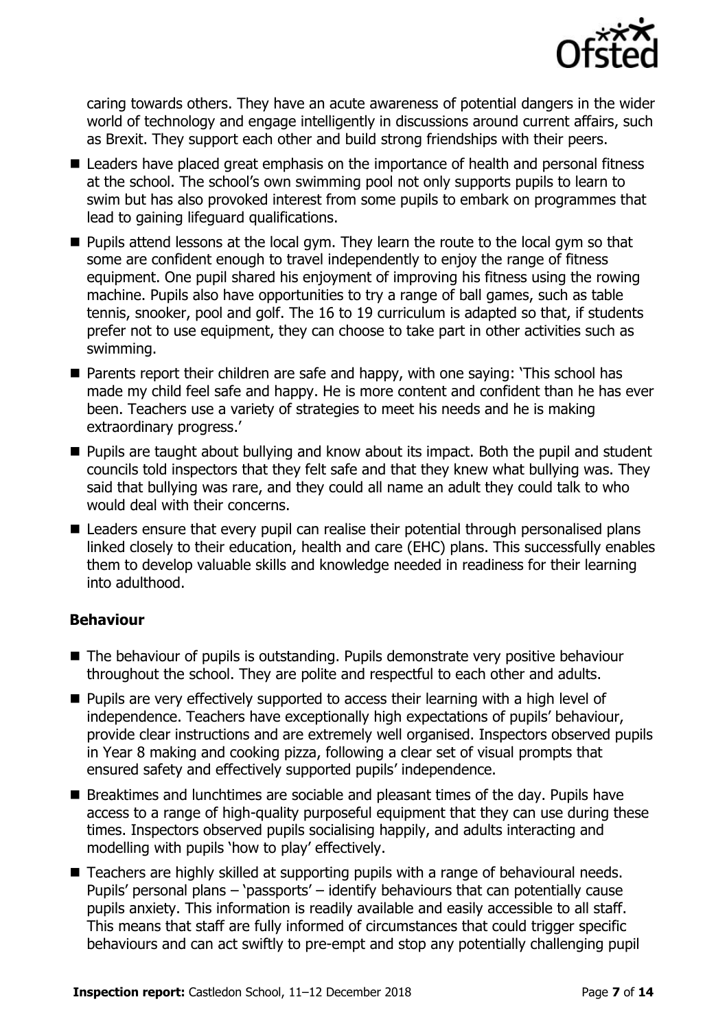caring towards others. They have an acute awareness of potential dangers in the wider world of technology and engage intelligently in discussions around current affairs, such as Brexit. They support each other and build strong friendships with their peers.

- Leaders have placed great emphasis on the importance of health and personal fitness at the school. The school's own swimming pool not only supports pupils to learn to swim but has also provoked interest from some pupils to embark on programmes that lead to gaining lifeguard qualifications.
- Pupils attend lessons at the local gym. They learn the route to the local gym so that some are confident enough to travel independently to enjoy the range of fitness equipment. One pupil shared his enjoyment of improving his fitness using the rowing machine. Pupils also have opportunities to try a range of ball games, such as table tennis, snooker, pool and golf. The 16 to 19 curriculum is adapted so that, if students prefer not to use equipment, they can choose to take part in other activities such as swimming.
- Parents report their children are safe and happy, with one saying: 'This school has made my child feel safe and happy. He is more content and confident than he has ever been. Teachers use a variety of strategies to meet his needs and he is making extraordinary progress.'
- Pupils are taught about bullying and know about its impact. Both the pupil and student councils told inspectors that they felt safe and that they knew what bullying was. They said that bullying was rare, and they could all name an adult they could talk to who would deal with their concerns.
- Leaders ensure that every pupil can realise their potential through personalised plans linked closely to their education, health and care (EHC) plans. This successfully enables them to develop valuable skills and knowledge needed in readiness for their learning into adulthood.

### Behaviour

- The behaviour of pupils is outstanding. Pupils demonstrate very positive behaviour throughout the school. They are polite and respectful to each other and adults.
- Pupils are very effectively supported to access their learning with a high level of independence. Teachers have exceptionally high expectations of pupils' behaviour, provide clear instructions and are extremely well organised. Inspectors observed pupils in Year 8 making and cooking pizza, following a clear set of visual prompts that ensured safety and effectively supported pupils' independence.
- Breaktimes and lunchtimes are sociable and pleasant times of the day. Pupils have access to a range of high-quality purposeful equipment that they can use during these times. Inspectors observed pupils socialising happily, and adults interacting and modelling with pupils 'how to play' effectively.
- Teachers are highly skilled at supporting pupils with a range of behavioural needs. Pupils' personal plans – 'passports' – identify behaviours that can potentially cause pupils anxiety. This information is readily available and easily accessible to all staff. This means that staff are fully informed of circumstances that could trigger specific behaviours and can act swiftly to pre-empt and stop any potentially challenging pupil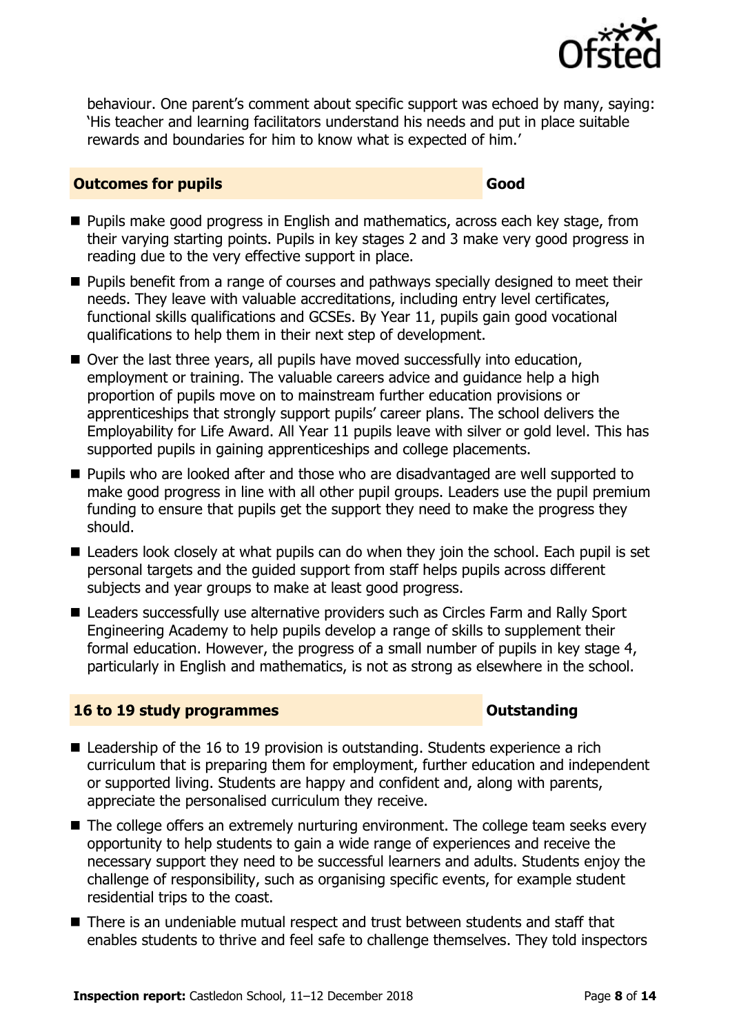behaviour. One parent's comment about specific support was echoed by many, saying: 'His teacher and learning facilitators understand his needs and put in place suitable rewards and boundaries for him to know what is expected of him.'

## Outcomes for pupils — Good

- Pupils make good progress in English and mathematics, across each key stage, from their varying starting points. Pupils in key stages 2 and 3 make very good progress in reading due to the very effective support in place.
- Pupils benefit from a range of courses and pathways specially designed to meet their needs. They leave with valuable accreditations, including entry level certificates, functional skills qualifications and GCSEs. By Year 11, pupils gain good vocational qualifications to help them in their next step of development.
- Over the last three years, all pupils have moved successfully into education, employment or training. The valuable careers advice and guidance help a high proportion of pupils move on to mainstream further education provisions or apprenticeships that strongly support pupils' career plans. The school delivers the Employability for Life Award. All Year 11 pupils leave with silver or gold level. This has supported pupils in gaining apprenticeships and college placements.
- Pupils who are looked after and those who are disadvantaged are well supported to make good progress in line with all other pupil groups. Leaders use the pupil premium funding to ensure that pupils get the support they need to make the progress they should.
- Leaders look closely at what pupils can do when they join the school. Each pupil is set personal targets and the guided support from staff helps pupils across different subjects and year groups to make at least good progress.
- Leaders successfully use alternative providers such as Circles Farm and Rally Sport Engineering Academy to help pupils develop a range of skills to supplement their formal education. However, the progress of a small number of pupils in key stage 4, particularly in English and mathematics, is not as strong as elsewhere in the school.

## 16 to 19 study programmes — Outstanding

- Leadership of the 16 to 19 provision is outstanding. Students experience a rich curriculum that is preparing them for employment, further education and independent or supported living. Students are happy and confident and, along with parents, appreciate the personalised curriculum they receive.
- The college offers an extremely nurturing environment. The college team seeks every opportunity to help students to gain a wide range of experiences and receive the necessary support they need to be successful learners and adults. Students enjoy the challenge of responsibility, such as organising specific events, for example student residential trips to the coast.
- There is an undeniable mutual respect and trust between students and staff that enables students to thrive and feel safe to challenge themselves. They told inspectors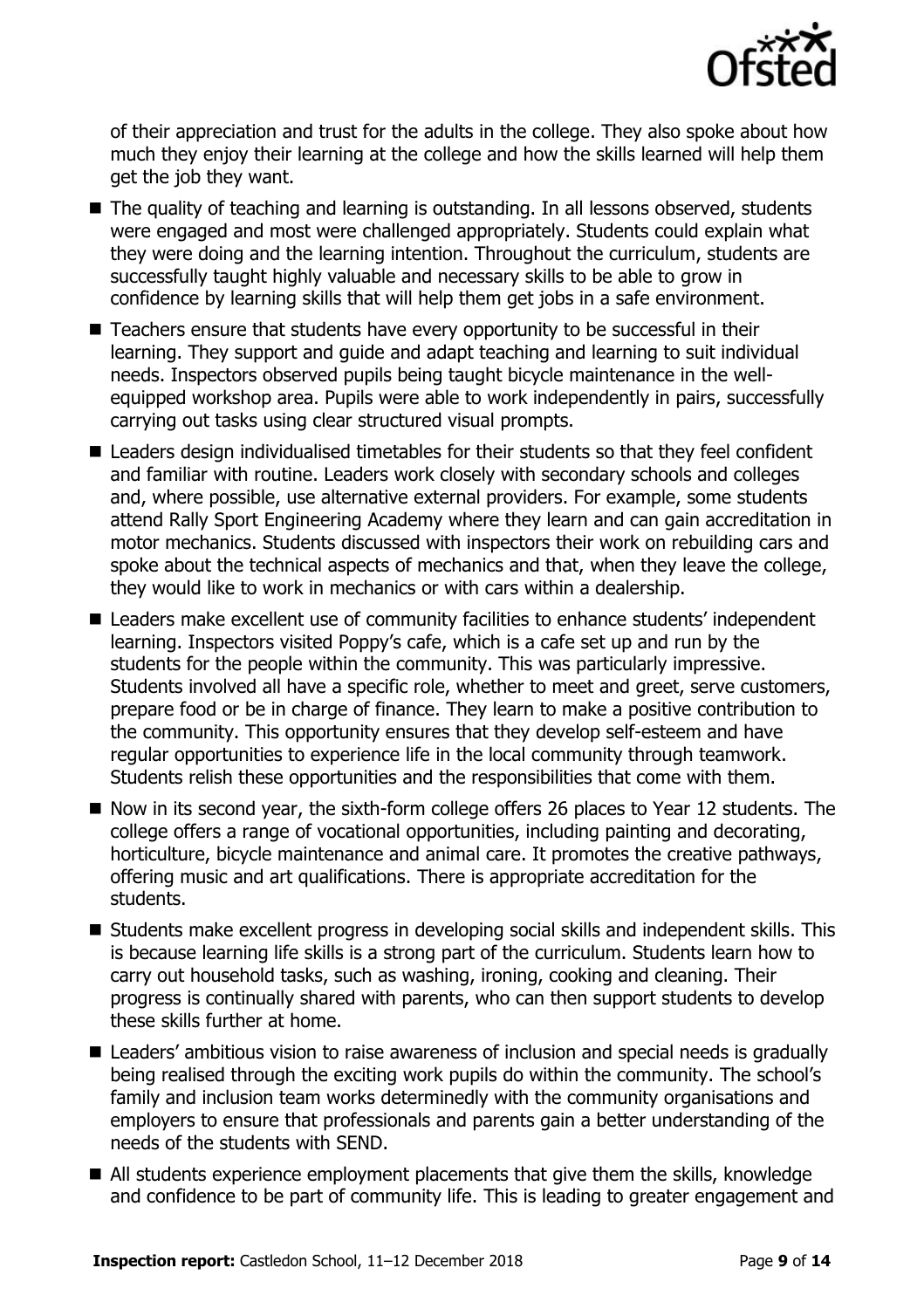of their appreciation and trust for the adults in the college. They also spoke about how much they enjoy their learning at the college and how the skills learned will help them get the job they want.

- The quality of teaching and learning is outstanding. In all lessons observed, students were engaged and most were challenged appropriately. Students could explain what they were doing and the learning intention. Throughout the curriculum, students are successfully taught highly valuable and necessary skills to be able to grow in confidence by learning skills that will help them get jobs in a safe environment.
- Teachers ensure that students have every opportunity to be successful in their learning. They support and guide and adapt teaching and learning to suit individual needs. Inspectors observed pupils being taught bicycle maintenance in the well-equipped workshop area. Pupils were able to work independently in pairs, successfully carrying out tasks using clear structured visual prompts.
- Leaders design individualised timetables for their students so that they feel confident and familiar with routine. Leaders work closely with secondary schools and colleges and, where possible, use alternative external providers. For example, some students attend Rally Sport Engineering Academy where they learn and can gain accreditation in motor mechanics. Students discussed with inspectors their work on rebuilding cars and spoke about the technical aspects of mechanics and that, when they leave the college, they would like to work in mechanics or with cars within a dealership.
- Leaders make excellent use of community facilities to enhance students' independent learning. Inspectors visited Poppy's cafe, which is a cafe set up and run by the students for the people within the community. This was particularly impressive. Students involved all have a specific role, whether to meet and greet, serve customers, prepare food or be in charge of finance. They learn to make a positive contribution to the community. This opportunity ensures that they develop self-esteem and have regular opportunities to experience life in the local community through teamwork. Students relish these opportunities and the responsibilities that come with them.
- Now in its second year, the sixth-form college offers 26 places to Year 12 students. The college offers a range of vocational opportunities, including painting and decorating, horticulture, bicycle maintenance and animal care. It promotes the creative pathways, offering music and art qualifications. There is appropriate accreditation for the students.
- Students make excellent progress in developing social skills and independent skills. This is because learning life skills is a strong part of the curriculum. Students learn how to carry out household tasks, such as washing, ironing, cooking and cleaning. Their progress is continually shared with parents, who can then support students to develop these skills further at home.
- Leaders' ambitious vision to raise awareness of inclusion and special needs is gradually being realised through the exciting work pupils do within the community. The school's family and inclusion team works determinedly with the community organisations and employers to ensure that professionals and parents gain a better understanding of the needs of the students with SEND.
- All students experience employment placements that give them the skills, knowledge and confidence to be part of community life. This is leading to greater engagement and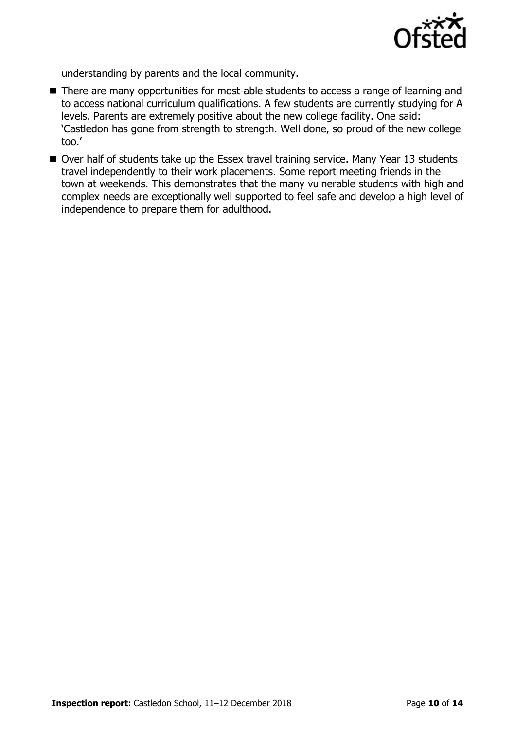understanding by parents and the local community.

- There are many opportunities for most-able students to access a range of learning and to access national curriculum qualifications. A few students are currently studying for A levels. Parents are extremely positive about the new college facility. One said: 'Castledon has gone from strength to strength. Well done, so proud of the new college too.'
- Over half of students take up the Essex travel training service. Many Year 13 students travel independently to their work placements. Some report meeting friends in the town at weekends. This demonstrates that the many vulnerable students with high and complex needs are exceptionally well supported to feel safe and develop a high level of independence to prepare them for adulthood.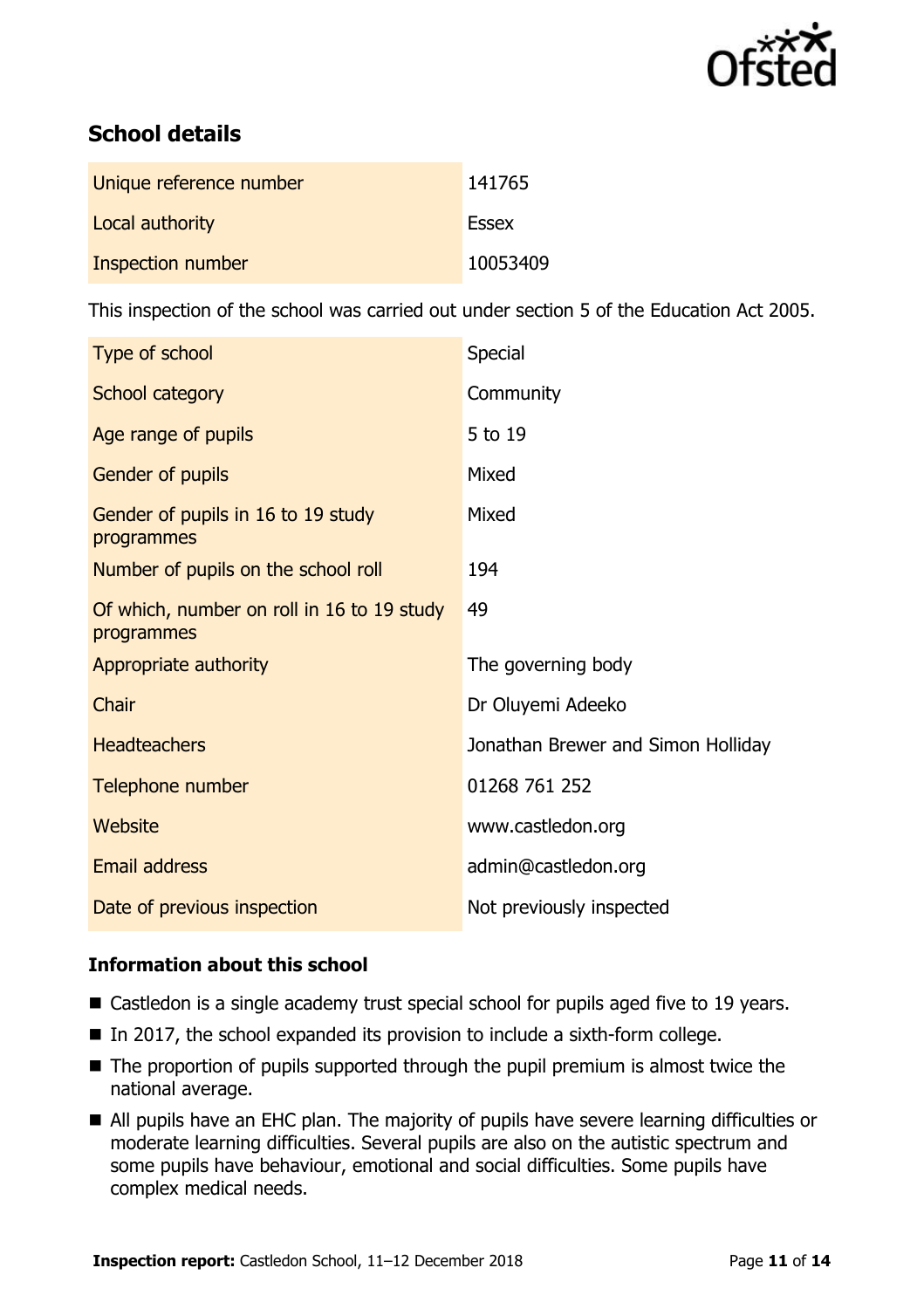## School details

| | |
|---|---|
| Unique reference number | 141765 |
| Local authority | Essex |
| Inspection number | 10053409 |

This inspection of the school was carried out under section 5 of the Education Act 2005.

| | |
|---|---|
| Type of school | Special |
| School category | Community |
| Age range of pupils | 5 to 19 |
| Gender of pupils | Mixed |
| Gender of pupils in 16 to 19 study programmes | Mixed |
| Number of pupils on the school roll | 194 |
| Of which, number on roll in 16 to 19 study programmes | 49 |
| Appropriate authority | The governing body |
| Chair | Dr Oluyemi Adeeko |
| Headteachers | Jonathan Brewer and Simon Holliday |
| Telephone number | 01268 761 252 |
| Website | www.castledon.org |
| Email address | admin@castledon.org |
| Date of previous inspection | Not previously inspected |

### Information about this school

- Castledon is a single academy trust special school for pupils aged five to 19 years.
- In 2017, the school expanded its provision to include a sixth-form college.
- The proportion of pupils supported through the pupil premium is almost twice the national average.
- All pupils have an EHC plan. The majority of pupils have severe learning difficulties or moderate learning difficulties. Several pupils are also on the autistic spectrum and some pupils have behaviour, emotional and social difficulties. Some pupils have complex medical needs.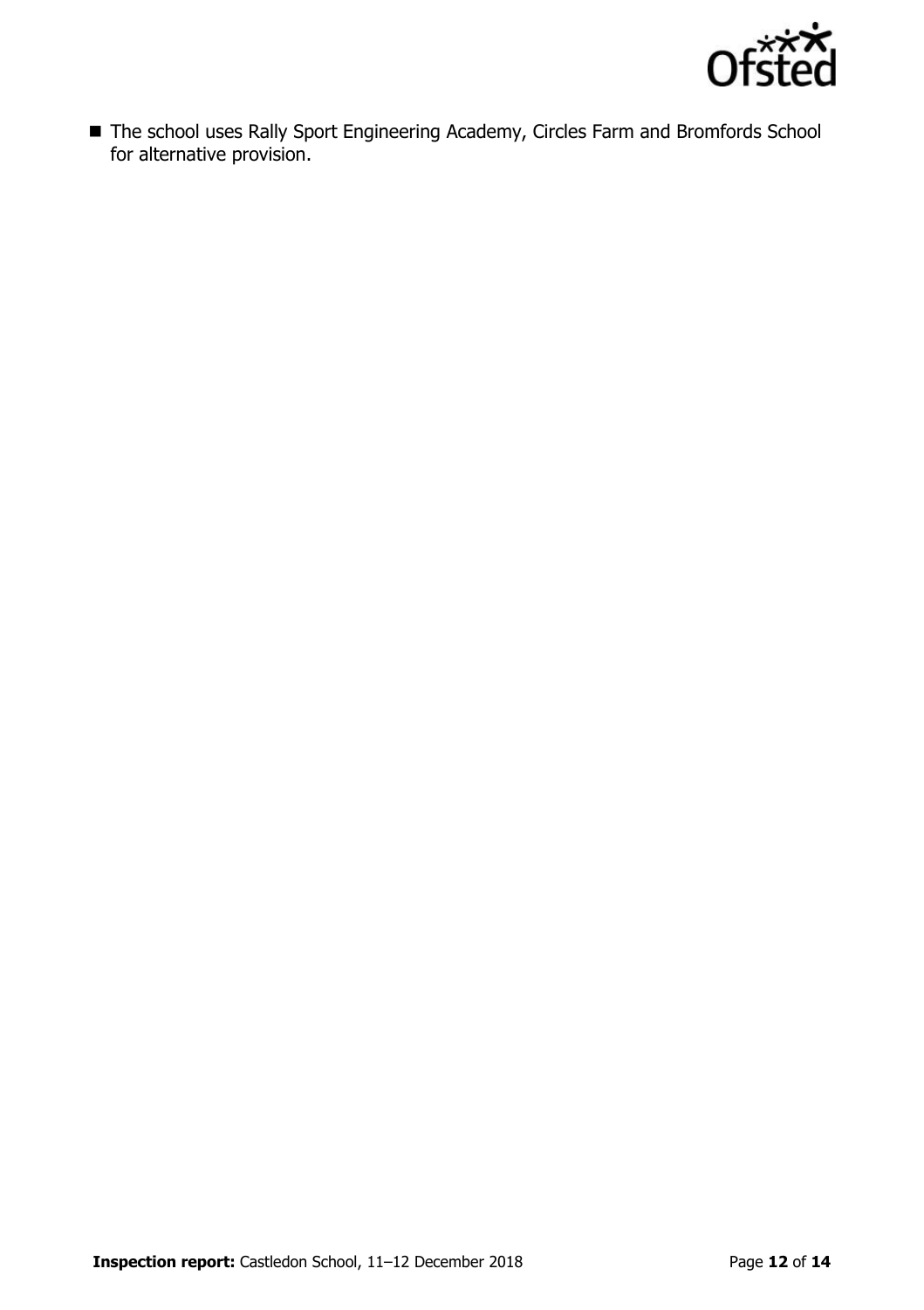- The school uses Rally Sport Engineering Academy, Circles Farm and Bromfords School for alternative provision.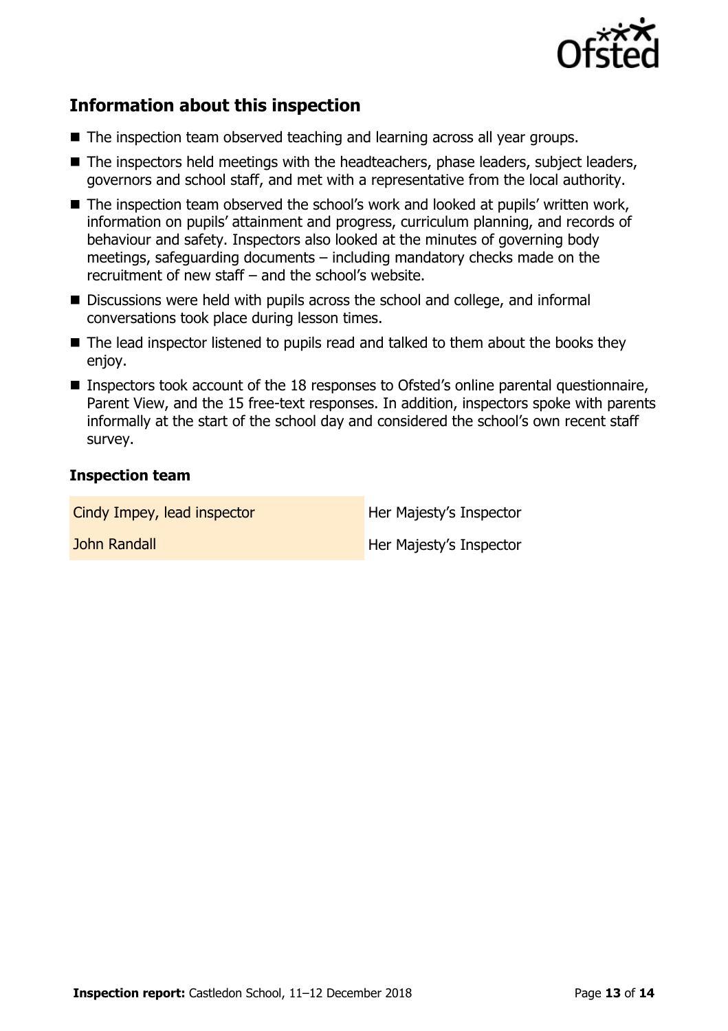## Information about this inspection

- The inspection team observed teaching and learning across all year groups.
- The inspectors held meetings with the headteachers, phase leaders, subject leaders, governors and school staff, and met with a representative from the local authority.
- The inspection team observed the school's work and looked at pupils' written work, information on pupils' attainment and progress, curriculum planning, and records of behaviour and safety. Inspectors also looked at the minutes of governing body meetings, safeguarding documents – including mandatory checks made on the recruitment of new staff – and the school's website.
- Discussions were held with pupils across the school and college, and informal conversations took place during lesson times.
- The lead inspector listened to pupils read and talked to them about the books they enjoy.
- Inspectors took account of the 18 responses to Ofsted's online parental questionnaire, Parent View, and the 15 free-text responses. In addition, inspectors spoke with parents informally at the start of the school day and considered the school's own recent staff survey.

### Inspection team

| | |
|---|---|
| Cindy Impey, lead inspector | Her Majesty's Inspector |
| John Randall | Her Majesty's Inspector |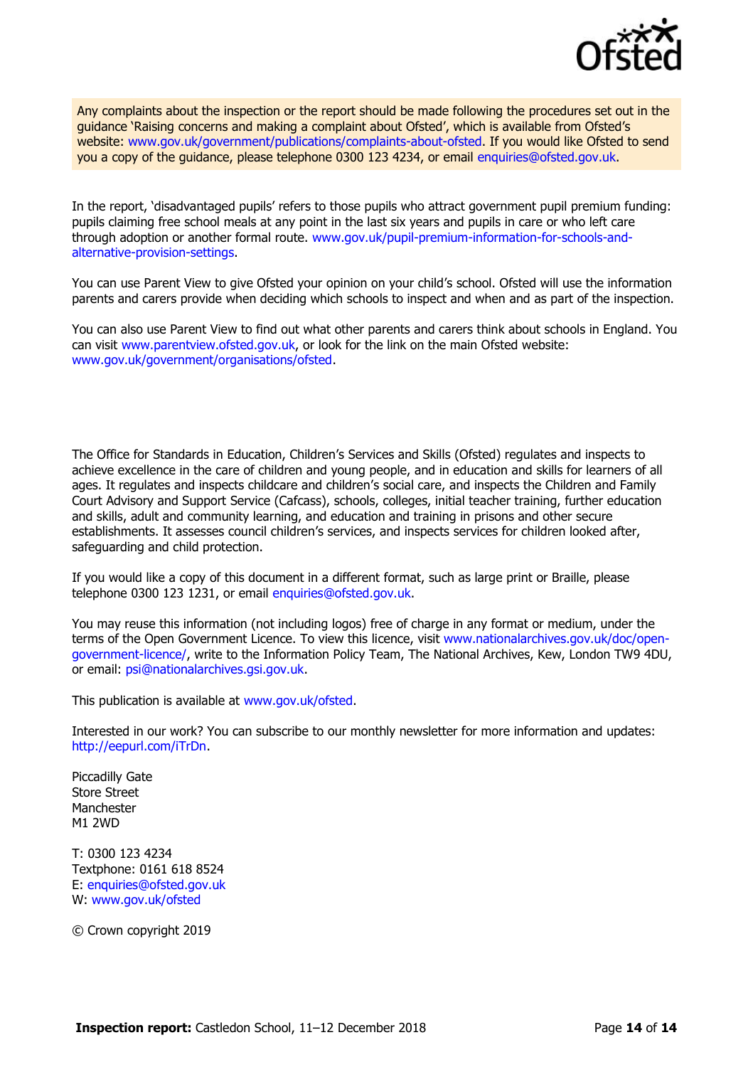Any complaints about the inspection or the report should be made following the procedures set out in the guidance 'Raising concerns and making a complaint about Ofsted', which is available from Ofsted's website: www.gov.uk/government/publications/complaints-about-ofsted. If you would like Ofsted to send you a copy of the guidance, please telephone 0300 123 4234, or email enquiries@ofsted.gov.uk.

In the report, 'disadvantaged pupils' refers to those pupils who attract government pupil premium funding: pupils claiming free school meals at any point in the last six years and pupils in care or who left care through adoption or another formal route. www.gov.uk/pupil-premium-information-for-schools-and-alternative-provision-settings.

You can use Parent View to give Ofsted your opinion on your child's school. Ofsted will use the information parents and carers provide when deciding which schools to inspect and when and as part of the inspection.

You can also use Parent View to find out what other parents and carers think about schools in England. You can visit www.parentview.ofsted.gov.uk, or look for the link on the main Ofsted website: www.gov.uk/government/organisations/ofsted.

The Office for Standards in Education, Children's Services and Skills (Ofsted) regulates and inspects to achieve excellence in the care of children and young people, and in education and skills for learners of all ages. It regulates and inspects childcare and children's social care, and inspects the Children and Family Court Advisory and Support Service (Cafcass), schools, colleges, initial teacher training, further education and skills, adult and community learning, and education and training in prisons and other secure establishments. It assesses council children's services, and inspects services for children looked after, safeguarding and child protection.

If you would like a copy of this document in a different format, such as large print or Braille, please telephone 0300 123 1231, or email enquiries@ofsted.gov.uk.

You may reuse this information (not including logos) free of charge in any format or medium, under the terms of the Open Government Licence. To view this licence, visit www.nationalarchives.gov.uk/doc/open-government-licence/, write to the Information Policy Team, The National Archives, Kew, London TW9 4DU, or email: psi@nationalarchives.gsi.gov.uk.

This publication is available at www.gov.uk/ofsted.

Interested in our work? You can subscribe to our monthly newsletter for more information and updates: http://eepurl.com/iTrDn.

Piccadilly Gate
Store Street
Manchester
M1 2WD

T: 0300 123 4234
Textphone: 0161 618 8524
E: enquiries@ofsted.gov.uk
W: www.gov.uk/ofsted

© Crown copyright 2019